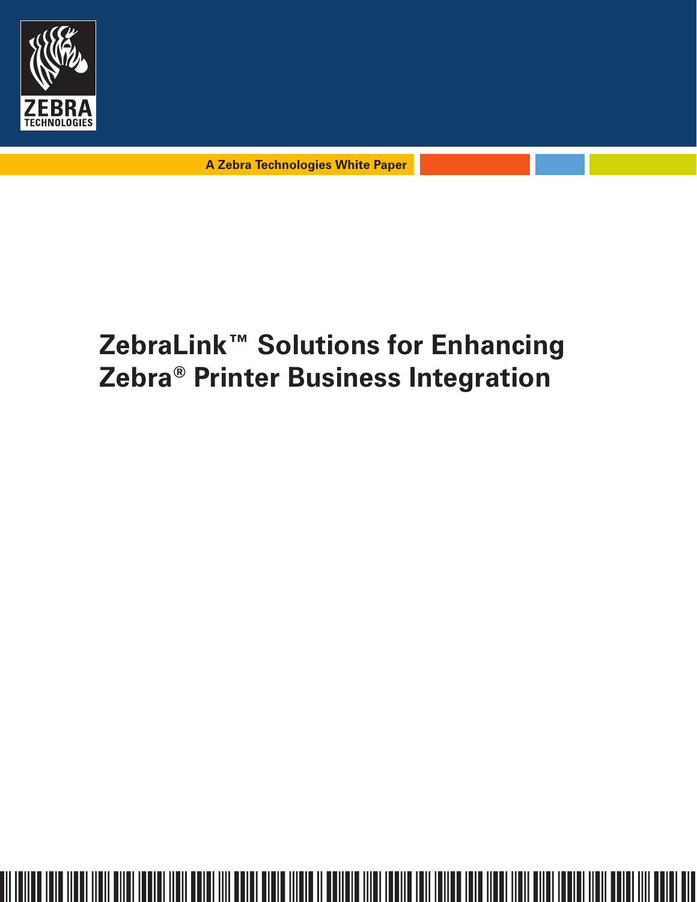ZEBRA TECHNOLOGIES

A Zebra Technologies White Paper

# ZebraLink™ Solutions for Enhancing Zebra® Printer Business Integration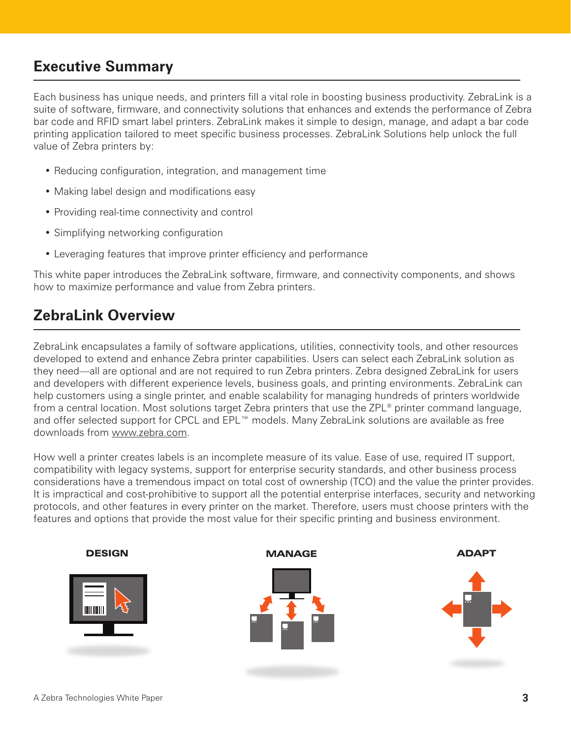## Executive Summary

Each business has unique needs, and printers fill a vital role in boosting business productivity. ZebraLink is a suite of software, firmware, and connectivity solutions that enhances and extends the performance of Zebra bar code and RFID smart label printers. ZebraLink makes it simple to design, manage, and adapt a bar code printing application tailored to meet specific business processes. ZebraLink Solutions help unlock the full value of Zebra printers by:

- Reducing configuration, integration, and management time
- Making label design and modifications easy
- Providing real-time connectivity and control
- Simplifying networking configuration
- Leveraging features that improve printer efficiency and performance

This white paper introduces the ZebraLink software, firmware, and connectivity components, and shows how to maximize performance and value from Zebra printers.

## ZebraLink Overview

ZebraLink encapsulates a family of software applications, utilities, connectivity tools, and other resources developed to extend and enhance Zebra printer capabilities. Users can select each ZebraLink solution as they need—all are optional and are not required to run Zebra printers. Zebra designed ZebraLink for users and developers with different experience levels, business goals, and printing environments. ZebraLink can help customers using a single printer, and enable scalability for managing hundreds of printers worldwide from a central location. Most solutions target Zebra printers that use the ZPL® printer command language, and offer selected support for CPCL and EPL™ models. Many ZebraLink solutions are available as free downloads from www.zebra.com.

How well a printer creates labels is an incomplete measure of its value. Ease of use, required IT support, compatibility with legacy systems, support for enterprise security standards, and other business process considerations have a tremendous impact on total cost of ownership (TCO) and the value the printer provides. It is impractical and cost-prohibitive to support all the potential enterprise interfaces, security and networking protocols, and other features in every printer on the market. Therefore, users must choose printers with the features and options that provide the most value for their specific printing and business environment.

**DESIGN** **MANAGE** **ADAPT**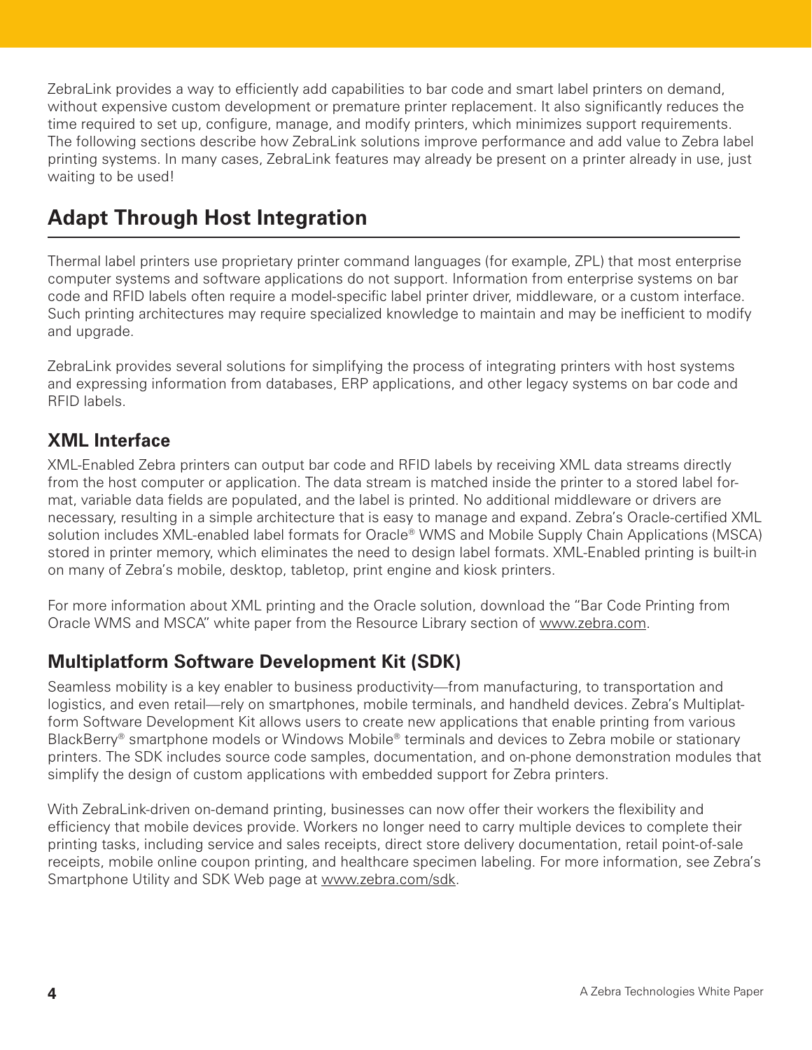ZebraLink provides a way to efficiently add capabilities to bar code and smart label printers on demand, without expensive custom development or premature printer replacement. It also significantly reduces the time required to set up, configure, manage, and modify printers, which minimizes support requirements. The following sections describe how ZebraLink solutions improve performance and add value to Zebra label printing systems. In many cases, ZebraLink features may already be present on a printer already in use, just waiting to be used!

## Adapt Through Host Integration

Thermal label printers use proprietary printer command languages (for example, ZPL) that most enterprise computer systems and software applications do not support. Information from enterprise systems on bar code and RFID labels often require a model-specific label printer driver, middleware, or a custom interface. Such printing architectures may require specialized knowledge to maintain and may be inefficient to modify and upgrade.

ZebraLink provides several solutions for simplifying the process of integrating printers with host systems and expressing information from databases, ERP applications, and other legacy systems on bar code and RFID labels.

### XML Interface

XML-Enabled Zebra printers can output bar code and RFID labels by receiving XML data streams directly from the host computer or application. The data stream is matched inside the printer to a stored label format, variable data fields are populated, and the label is printed. No additional middleware or drivers are necessary, resulting in a simple architecture that is easy to manage and expand. Zebra's Oracle-certified XML solution includes XML-enabled label formats for Oracle® WMS and Mobile Supply Chain Applications (MSCA) stored in printer memory, which eliminates the need to design label formats. XML-Enabled printing is built-in on many of Zebra's mobile, desktop, tabletop, print engine and kiosk printers.

For more information about XML printing and the Oracle solution, download the "Bar Code Printing from Oracle WMS and MSCA" white paper from the Resource Library section of www.zebra.com.

### Multiplatform Software Development Kit (SDK)

Seamless mobility is a key enabler to business productivity—from manufacturing, to transportation and logistics, and even retail—rely on smartphones, mobile terminals, and handheld devices. Zebra's Multiplatform Software Development Kit allows users to create new applications that enable printing from various BlackBerry® smartphone models or Windows Mobile® terminals and devices to Zebra mobile or stationary printers. The SDK includes source code samples, documentation, and on-phone demonstration modules that simplify the design of custom applications with embedded support for Zebra printers.

With ZebraLink-driven on-demand printing, businesses can now offer their workers the flexibility and efficiency that mobile devices provide. Workers no longer need to carry multiple devices to complete their printing tasks, including service and sales receipts, direct store delivery documentation, retail point-of-sale receipts, mobile online coupon printing, and healthcare specimen labeling. For more information, see Zebra's Smartphone Utility and SDK Web page at www.zebra.com/sdk.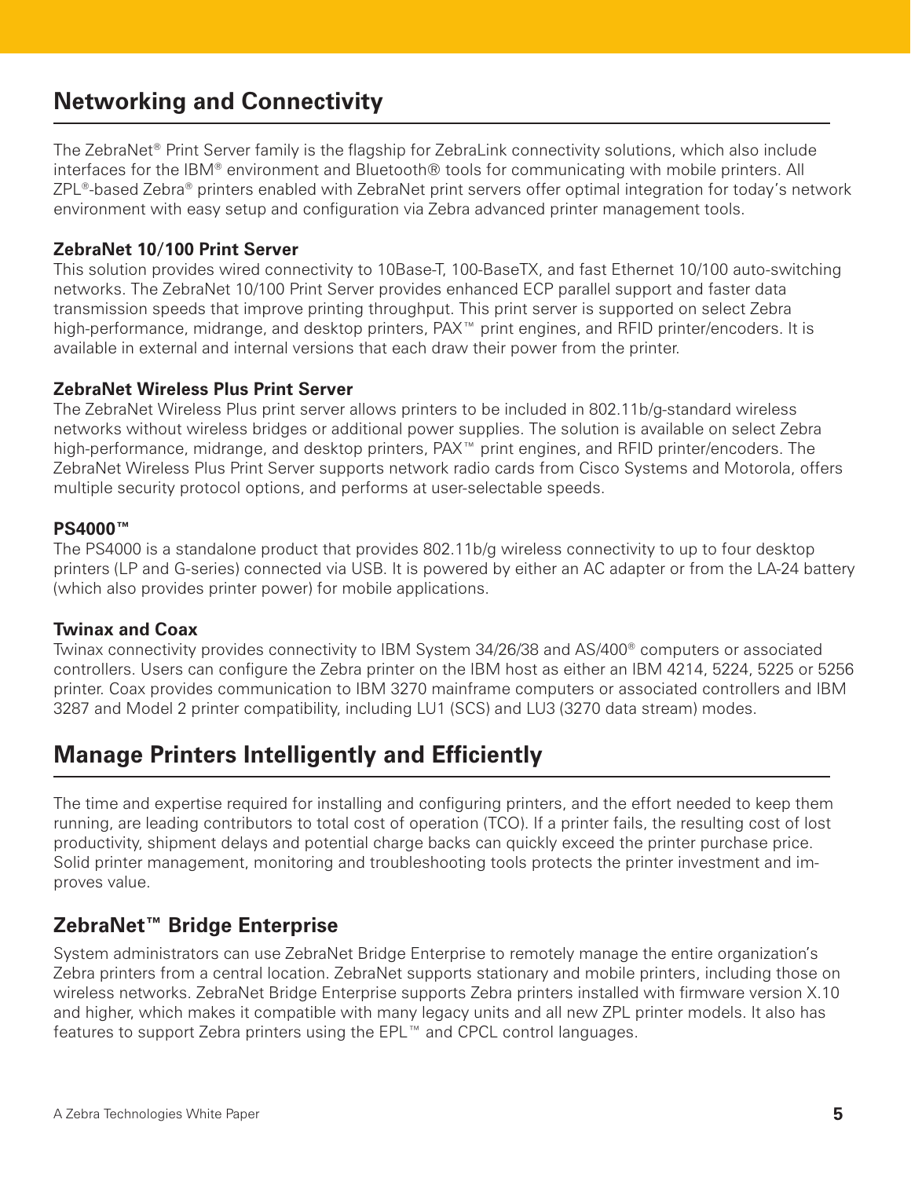## Networking and Connectivity

The ZebraNet® Print Server family is the flagship for ZebraLink connectivity solutions, which also include interfaces for the IBM® environment and Bluetooth® tools for communicating with mobile printers. All ZPL®-based Zebra® printers enabled with ZebraNet print servers offer optimal integration for today's network environment with easy setup and configuration via Zebra advanced printer management tools.

**ZebraNet 10/100 Print Server**

This solution provides wired connectivity to 10Base-T, 100-BaseTX, and fast Ethernet 10/100 auto-switching networks. The ZebraNet 10/100 Print Server provides enhanced ECP parallel support and faster data transmission speeds that improve printing throughput. This print server is supported on select Zebra high-performance, midrange, and desktop printers, PAX™ print engines, and RFID printer/encoders. It is available in external and internal versions that each draw their power from the printer.

**ZebraNet Wireless Plus Print Server**

The ZebraNet Wireless Plus print server allows printers to be included in 802.11b/g-standard wireless networks without wireless bridges or additional power supplies. The solution is available on select Zebra high-performance, midrange, and desktop printers, PAX™ print engines, and RFID printer/encoders. The ZebraNet Wireless Plus Print Server supports network radio cards from Cisco Systems and Motorola, offers multiple security protocol options, and performs at user-selectable speeds.

**PS4000™**

The PS4000 is a standalone product that provides 802.11b/g wireless connectivity to up to four desktop printers (LP and G-series) connected via USB. It is powered by either an AC adapter or from the LA-24 battery (which also provides printer power) for mobile applications.

**Twinax and Coax**

Twinax connectivity provides connectivity to IBM System 34/26/38 and AS/400® computers or associated controllers. Users can configure the Zebra printer on the IBM host as either an IBM 4214, 5224, 5225 or 5256 printer. Coax provides communication to IBM 3270 mainframe computers or associated controllers and IBM 3287 and Model 2 printer compatibility, including LU1 (SCS) and LU3 (3270 data stream) modes.

## Manage Printers Intelligently and Efficiently

The time and expertise required for installing and configuring printers, and the effort needed to keep them running, are leading contributors to total cost of operation (TCO). If a printer fails, the resulting cost of lost productivity, shipment delays and potential charge backs can quickly exceed the printer purchase price. Solid printer management, monitoring and troubleshooting tools protects the printer investment and improves value.

### ZebraNet™ Bridge Enterprise

System administrators can use ZebraNet Bridge Enterprise to remotely manage the entire organization's Zebra printers from a central location. ZebraNet supports stationary and mobile printers, including those on wireless networks. ZebraNet Bridge Enterprise supports Zebra printers installed with firmware version X.10 and higher, which makes it compatible with many legacy units and all new ZPL printer models. It also has features to support Zebra printers using the EPL™ and CPCL control languages.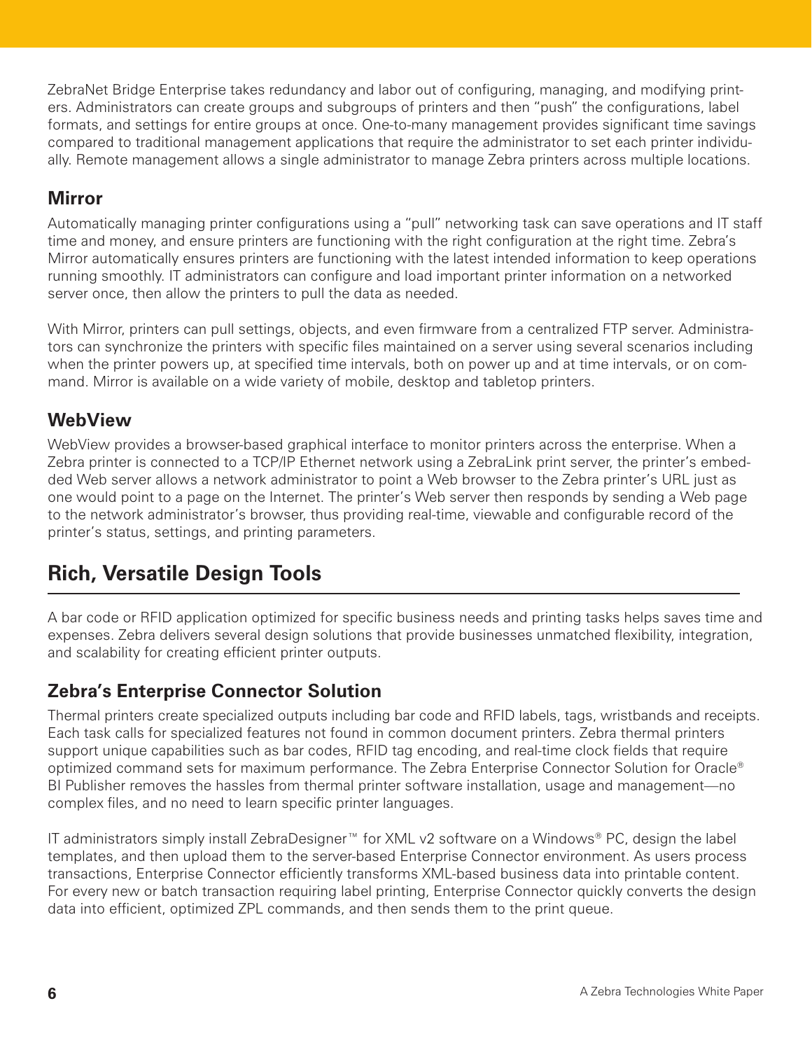ZebraNet Bridge Enterprise takes redundancy and labor out of configuring, managing, and modifying printers. Administrators can create groups and subgroups of printers and then "push" the configurations, label formats, and settings for entire groups at once. One-to-many management provides significant time savings compared to traditional management applications that require the administrator to set each printer individually. Remote management allows a single administrator to manage Zebra printers across multiple locations.

### Mirror

Automatically managing printer configurations using a "pull" networking task can save operations and IT staff time and money, and ensure printers are functioning with the right configuration at the right time. Zebra's Mirror automatically ensures printers are functioning with the latest intended information to keep operations running smoothly. IT administrators can configure and load important printer information on a networked server once, then allow the printers to pull the data as needed.

With Mirror, printers can pull settings, objects, and even firmware from a centralized FTP server. Administrators can synchronize the printers with specific files maintained on a server using several scenarios including when the printer powers up, at specified time intervals, both on power up and at time intervals, or on command. Mirror is available on a wide variety of mobile, desktop and tabletop printers.

### WebView

WebView provides a browser-based graphical interface to monitor printers across the enterprise. When a Zebra printer is connected to a TCP/IP Ethernet network using a ZebraLink print server, the printer's embedded Web server allows a network administrator to point a Web browser to the Zebra printer's URL just as one would point to a page on the Internet. The printer's Web server then responds by sending a Web page to the network administrator's browser, thus providing real-time, viewable and configurable record of the printer's status, settings, and printing parameters.

## Rich, Versatile Design Tools

A bar code or RFID application optimized for specific business needs and printing tasks helps saves time and expenses. Zebra delivers several design solutions that provide businesses unmatched flexibility, integration, and scalability for creating efficient printer outputs.

### Zebra's Enterprise Connector Solution

Thermal printers create specialized outputs including bar code and RFID labels, tags, wristbands and receipts. Each task calls for specialized features not found in common document printers. Zebra thermal printers support unique capabilities such as bar codes, RFID tag encoding, and real-time clock fields that require optimized command sets for maximum performance. The Zebra Enterprise Connector Solution for Oracle® BI Publisher removes the hassles from thermal printer software installation, usage and management—no complex files, and no need to learn specific printer languages.

IT administrators simply install ZebraDesigner™ for XML v2 software on a Windows® PC, design the label templates, and then upload them to the server-based Enterprise Connector environment. As users process transactions, Enterprise Connector efficiently transforms XML-based business data into printable content. For every new or batch transaction requiring label printing, Enterprise Connector quickly converts the design data into efficient, optimized ZPL commands, and then sends them to the print queue.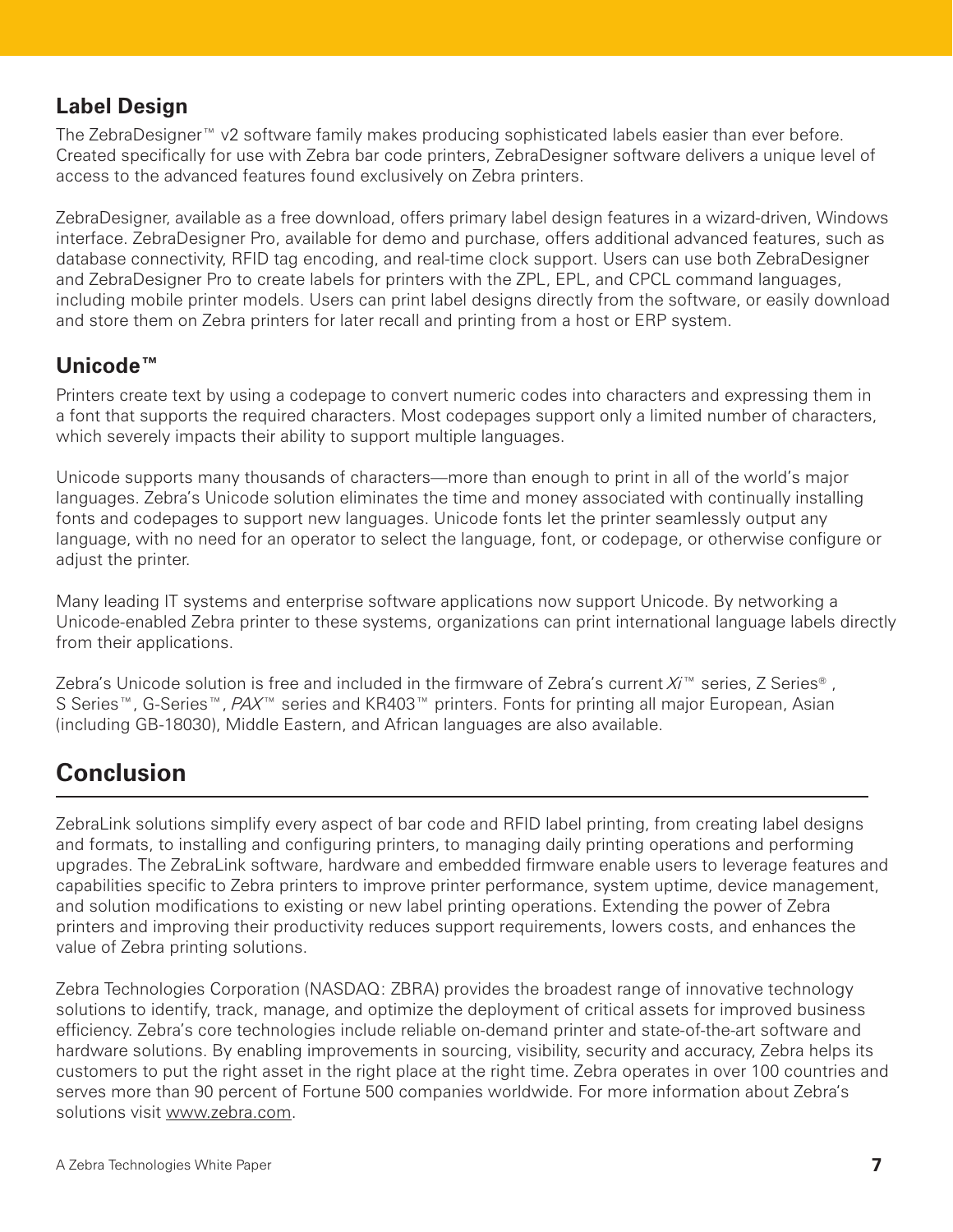### Label Design

The ZebraDesigner™ v2 software family makes producing sophisticated labels easier than ever before. Created specifically for use with Zebra bar code printers, ZebraDesigner software delivers a unique level of access to the advanced features found exclusively on Zebra printers.

ZebraDesigner, available as a free download, offers primary label design features in a wizard-driven, Windows interface. ZebraDesigner Pro, available for demo and purchase, offers additional advanced features, such as database connectivity, RFID tag encoding, and real-time clock support. Users can use both ZebraDesigner and ZebraDesigner Pro to create labels for printers with the ZPL, EPL, and CPCL command languages, including mobile printer models. Users can print label designs directly from the software, or easily download and store them on Zebra printers for later recall and printing from a host or ERP system.

### Unicode™

Printers create text by using a codepage to convert numeric codes into characters and expressing them in a font that supports the required characters. Most codepages support only a limited number of characters, which severely impacts their ability to support multiple languages.

Unicode supports many thousands of characters—more than enough to print in all of the world's major languages. Zebra's Unicode solution eliminates the time and money associated with continually installing fonts and codepages to support new languages. Unicode fonts let the printer seamlessly output any language, with no need for an operator to select the language, font, or codepage, or otherwise configure or adjust the printer.

Many leading IT systems and enterprise software applications now support Unicode. By networking a Unicode-enabled Zebra printer to these systems, organizations can print international language labels directly from their applications.

Zebra's Unicode solution is free and included in the firmware of Zebra's current *Xi*™ series, Z Series®, S Series™, G-Series™, *PAX*™ series and KR403™ printers. Fonts for printing all major European, Asian (including GB-18030), Middle Eastern, and African languages are also available.

## Conclusion

ZebraLink solutions simplify every aspect of bar code and RFID label printing, from creating label designs and formats, to installing and configuring printers, to managing daily printing operations and performing upgrades. The ZebraLink software, hardware and embedded firmware enable users to leverage features and capabilities specific to Zebra printers to improve printer performance, system uptime, device management, and solution modifications to existing or new label printing operations. Extending the power of Zebra printers and improving their productivity reduces support requirements, lowers costs, and enhances the value of Zebra printing solutions.

Zebra Technologies Corporation (NASDAQ: ZBRA) provides the broadest range of innovative technology solutions to identify, track, manage, and optimize the deployment of critical assets for improved business efficiency. Zebra's core technologies include reliable on-demand printer and state-of-the-art software and hardware solutions. By enabling improvements in sourcing, visibility, security and accuracy, Zebra helps its customers to put the right asset in the right place at the right time. Zebra operates in over 100 countries and serves more than 90 percent of Fortune 500 companies worldwide. For more information about Zebra's solutions visit www.zebra.com.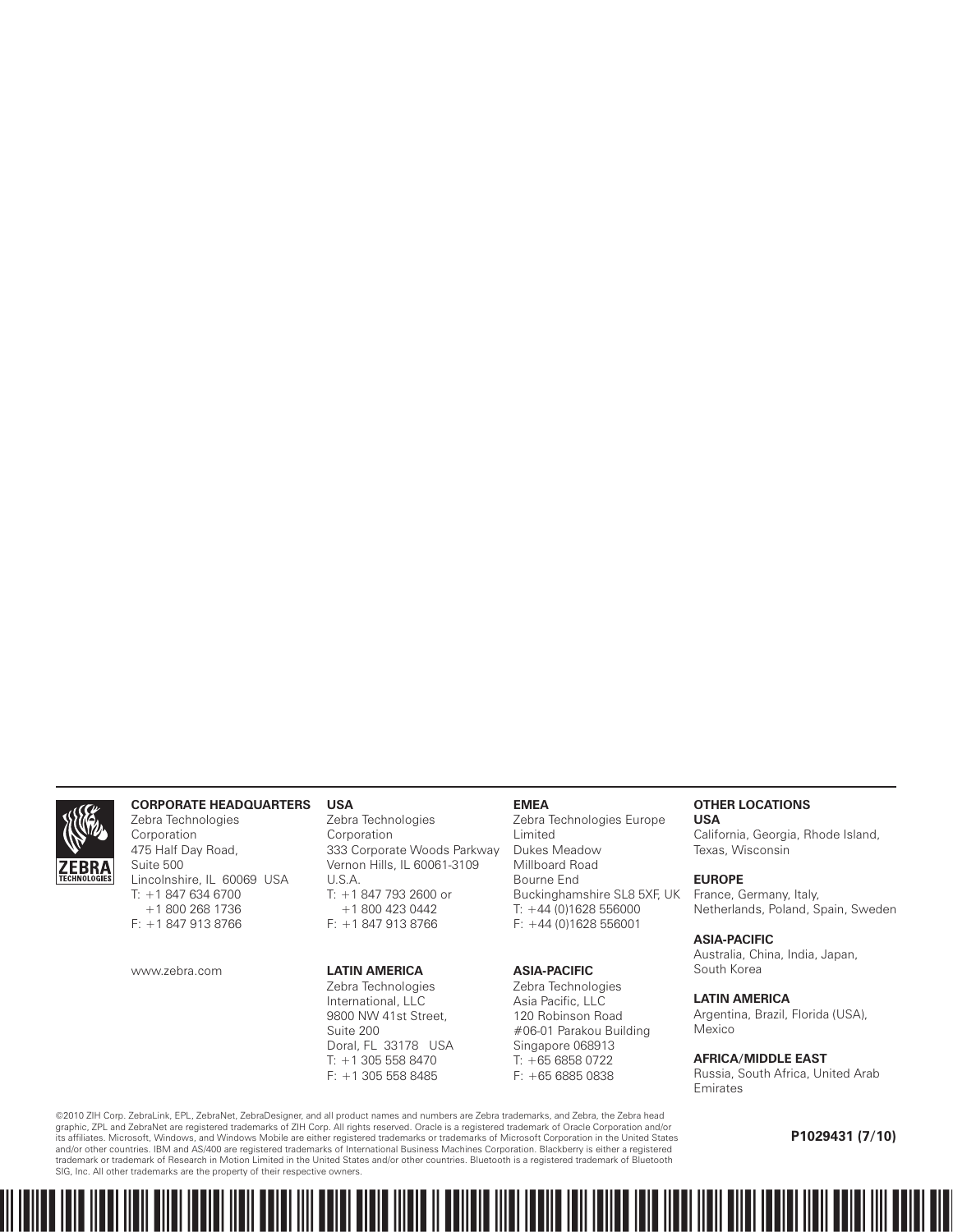**CORPORATE HEADQUARTERS**
Zebra Technologies Corporation
475 Half Day Road,
Suite 500
Lincolnshire, IL 60069 USA
T: +1 847 634 6700
+1 800 268 1736
F: +1 847 913 8766

www.zebra.com

**USA**
Zebra Technologies Corporation
333 Corporate Woods Parkway
Vernon Hills, IL 60061-3109
U.S.A.
T: +1 847 793 2600 or
+1 800 423 0442
F: +1 847 913 8766

**LATIN AMERICA**
Zebra Technologies International, LLC
9800 NW 41st Street,
Suite 200
Doral, FL 33178 USA
T: +1 305 558 8470
F: +1 305 558 8485

**EMEA**
Zebra Technologies Europe Limited
Dukes Meadow
Millboard Road
Bourne End
Buckinghamshire SL8 5XF, UK
T: +44 (0)1628 556000
F: +44 (0)1628 556001

**ASIA-PACIFIC**
Zebra Technologies Asia Pacific, LLC
120 Robinson Road
#06-01 Parakou Building
Singapore 068913
T: +65 6858 0722
F: +65 6885 0838

**OTHER LOCATIONS**

**USA**
California, Georgia, Rhode Island, Texas, Wisconsin

**EUROPE**
France, Germany, Italy, Netherlands, Poland, Spain, Sweden

**ASIA-PACIFIC**
Australia, China, India, Japan, South Korea

**LATIN AMERICA**
Argentina, Brazil, Florida (USA), Mexico

**AFRICA/MIDDLE EAST**
Russia, South Africa, United Arab Emirates

©2010 ZIH Corp. ZebraLink, EPL, ZebraNet, ZebraDesigner, and all product names and numbers are Zebra trademarks, and Zebra, the Zebra head graphic, ZPL and ZebraNet are registered trademarks of ZIH Corp. All rights reserved. Oracle is a registered trademark of Oracle Corporation and/or its affiliates. Microsoft, Windows, and Windows Mobile are either registered trademarks or trademarks of Microsoft Corporation in the United States and/or other countries. IBM and AS/400 are registered trademarks of International Business Machines Corporation. Blackberry is either a registered trademark or trademark of Research in Motion Limited in the United States and/or other countries. Bluetooth is a registered trademark of Bluetooth SIG, Inc. All other trademarks are the property of their respective owners.

**P1029431 (7/10)**